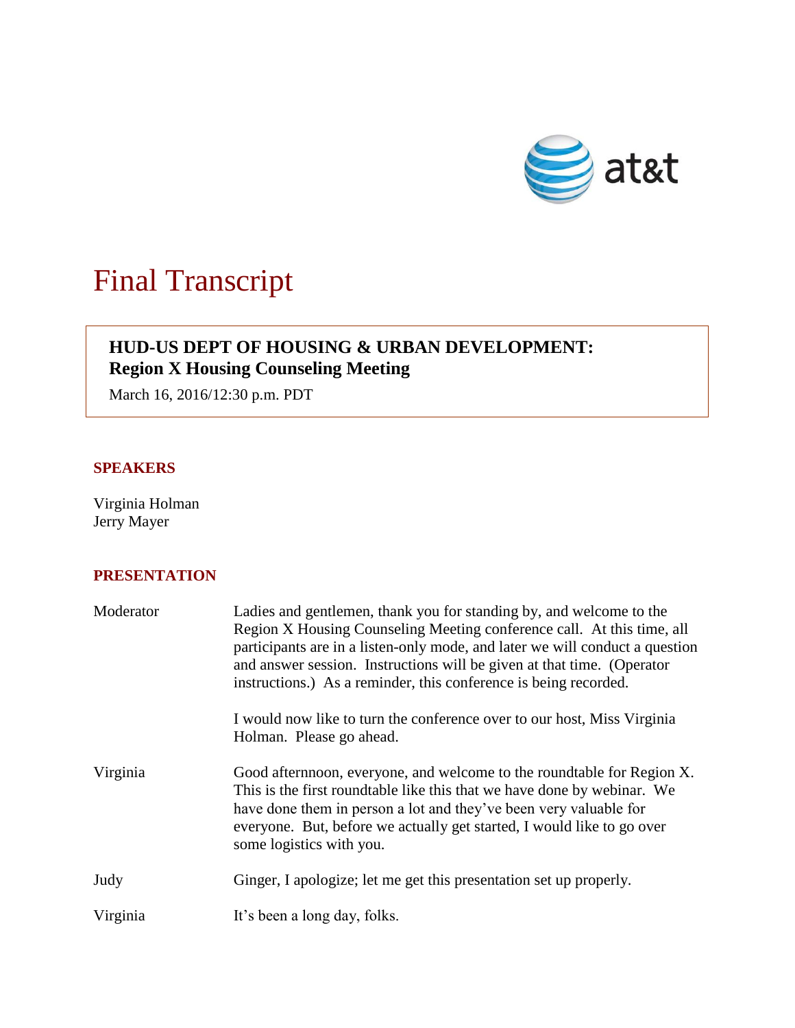# Final Transcript

**HUD-US DEPT OF HOUSING & URBAN DEVELOPMENT:**
**Region X Housing Counseling Meeting**

March 16, 2016/12:30 p.m. PDT

## SPEAKERS

Virginia Holman
Jerry Mayer

## PRESENTATION

| | |
|---|---|
| Moderator | Ladies and gentlemen, thank you for standing by, and welcome to the Region X Housing Counseling Meeting conference call. At this time, all participants are in a listen-only mode, and later we will conduct a question and answer session. Instructions will be given at that time. (Operator instructions.) As a reminder, this conference is being recorded.<br><br>I would now like to turn the conference over to our host, Miss Virginia Holman. Please go ahead. |
| Virginia | Good afternnoon, everyone, and welcome to the roundtable for Region X. This is the first roundtable like this that we have done by webinar. We have done them in person a lot and they've been very valuable for everyone. But, before we actually get started, I would like to go over some logistics with you. |
| Judy | Ginger, I apologize; let me get this presentation set up properly. |
| Virginia | It's been a long day, folks. |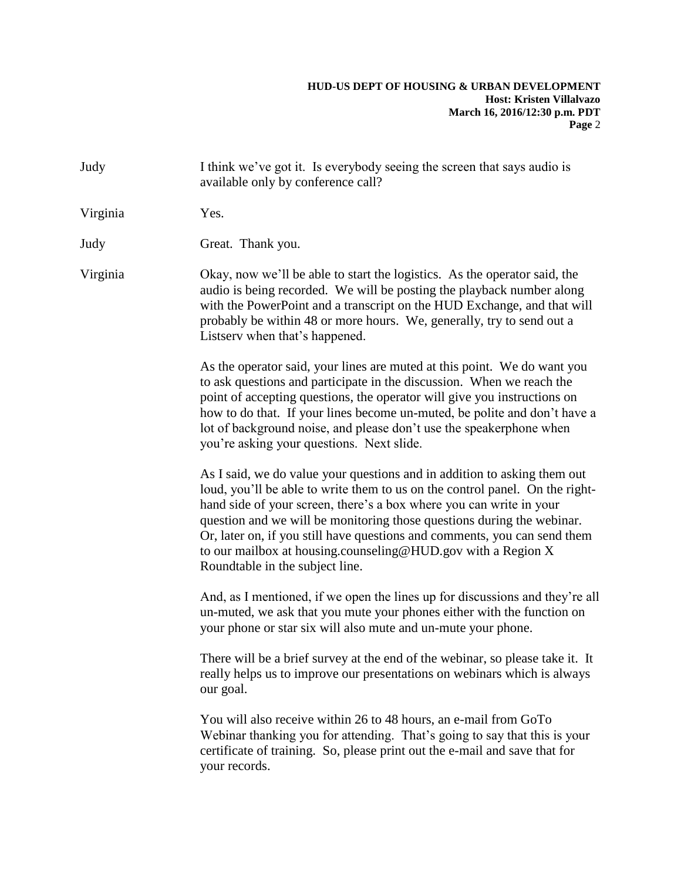Judy I think we've got it. Is everybody seeing the screen that says audio is available only by conference call?

Virginia Yes.

Judy Great. Thank you.

Virginia Okay, now we'll be able to start the logistics. As the operator said, the audio is being recorded. We will be posting the playback number along with the PowerPoint and a transcript on the HUD Exchange, and that will probably be within 48 or more hours. We, generally, try to send out a Listserv when that's happened.

As the operator said, your lines are muted at this point. We do want you to ask questions and participate in the discussion. When we reach the point of accepting questions, the operator will give you instructions on how to do that. If your lines become un-muted, be polite and don't have a lot of background noise, and please don't use the speakerphone when you're asking your questions. Next slide.

As I said, we do value your questions and in addition to asking them out loud, you'll be able to write them to us on the control panel. On the right-hand side of your screen, there's a box where you can write in your question and we will be monitoring those questions during the webinar. Or, later on, if you still have questions and comments, you can send them to our mailbox at housing.counseling@HUD.gov with a Region X Roundtable in the subject line.

And, as I mentioned, if we open the lines up for discussions and they're all un-muted, we ask that you mute your phones either with the function on your phone or star six will also mute and un-mute your phone.

There will be a brief survey at the end of the webinar, so please take it. It really helps us to improve our presentations on webinars which is always our goal.

You will also receive within 26 to 48 hours, an e-mail from GoTo Webinar thanking you for attending. That's going to say that this is your certificate of training. So, please print out the e-mail and save that for your records.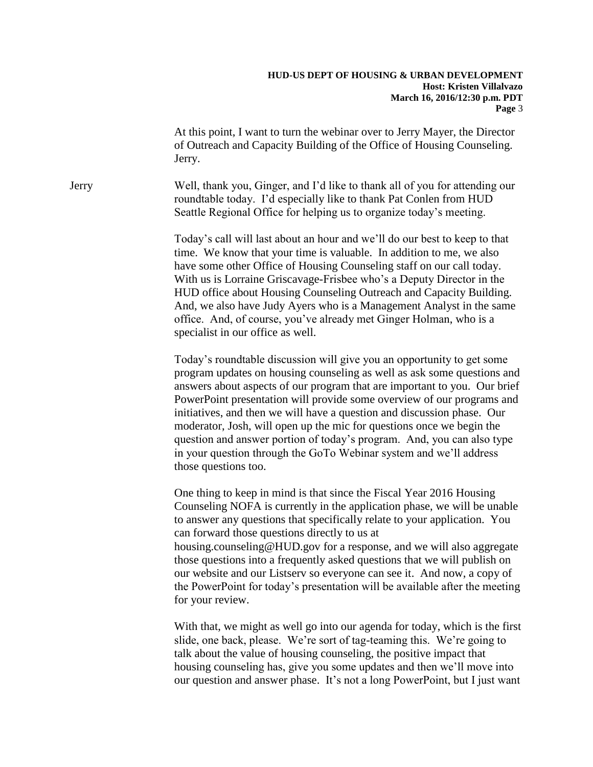At this point, I want to turn the webinar over to Jerry Mayer, the Director of Outreach and Capacity Building of the Office of Housing Counseling. Jerry.

Jerry Well, thank you, Ginger, and I'd like to thank all of you for attending our roundtable today. I'd especially like to thank Pat Conlen from HUD Seattle Regional Office for helping us to organize today's meeting.

Today's call will last about an hour and we'll do our best to keep to that time. We know that your time is valuable. In addition to me, we also have some other Office of Housing Counseling staff on our call today. With us is Lorraine Griscavage-Frisbee who's a Deputy Director in the HUD office about Housing Counseling Outreach and Capacity Building. And, we also have Judy Ayers who is a Management Analyst in the same office. And, of course, you've already met Ginger Holman, who is a specialist in our office as well.

Today's roundtable discussion will give you an opportunity to get some program updates on housing counseling as well as ask some questions and answers about aspects of our program that are important to you. Our brief PowerPoint presentation will provide some overview of our programs and initiatives, and then we will have a question and discussion phase. Our moderator, Josh, will open up the mic for questions once we begin the question and answer portion of today's program. And, you can also type in your question through the GoTo Webinar system and we'll address those questions too.

One thing to keep in mind is that since the Fiscal Year 2016 Housing Counseling NOFA is currently in the application phase, we will be unable to answer any questions that specifically relate to your application. You can forward those questions directly to us at housing.counseling@HUD.gov for a response, and we will also aggregate those questions into a frequently asked questions that we will publish on our website and our Listserv so everyone can see it. And now, a copy of the PowerPoint for today's presentation will be available after the meeting for your review.

With that, we might as well go into our agenda for today, which is the first slide, one back, please. We're sort of tag-teaming this. We're going to talk about the value of housing counseling, the positive impact that housing counseling has, give you some updates and then we'll move into our question and answer phase. It's not a long PowerPoint, but I just want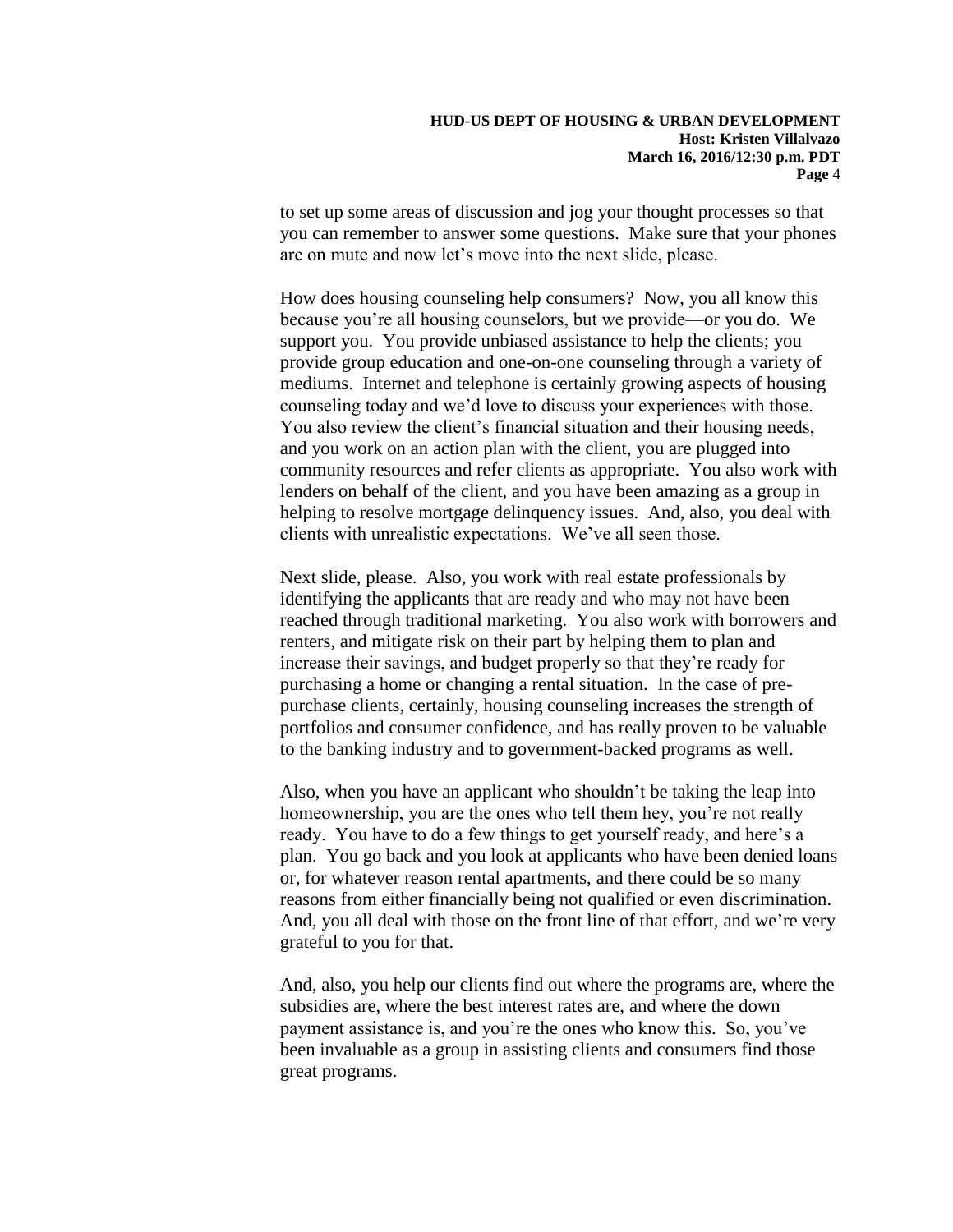to set up some areas of discussion and jog your thought processes so that you can remember to answer some questions. Make sure that your phones are on mute and now let's move into the next slide, please.

How does housing counseling help consumers? Now, you all know this because you're all housing counselors, but we provide—or you do. We support you. You provide unbiased assistance to help the clients; you provide group education and one-on-one counseling through a variety of mediums. Internet and telephone is certainly growing aspects of housing counseling today and we'd love to discuss your experiences with those. You also review the client's financial situation and their housing needs, and you work on an action plan with the client, you are plugged into community resources and refer clients as appropriate. You also work with lenders on behalf of the client, and you have been amazing as a group in helping to resolve mortgage delinquency issues. And, also, you deal with clients with unrealistic expectations. We've all seen those.

Next slide, please. Also, you work with real estate professionals by identifying the applicants that are ready and who may not have been reached through traditional marketing. You also work with borrowers and renters, and mitigate risk on their part by helping them to plan and increase their savings, and budget properly so that they're ready for purchasing a home or changing a rental situation. In the case of pre-purchase clients, certainly, housing counseling increases the strength of portfolios and consumer confidence, and has really proven to be valuable to the banking industry and to government-backed programs as well.

Also, when you have an applicant who shouldn't be taking the leap into homeownership, you are the ones who tell them hey, you're not really ready. You have to do a few things to get yourself ready, and here's a plan. You go back and you look at applicants who have been denied loans or, for whatever reason rental apartments, and there could be so many reasons from either financially being not qualified or even discrimination. And, you all deal with those on the front line of that effort, and we're very grateful to you for that.

And, also, you help our clients find out where the programs are, where the subsidies are, where the best interest rates are, and where the down payment assistance is, and you're the ones who know this. So, you've been invaluable as a group in assisting clients and consumers find those great programs.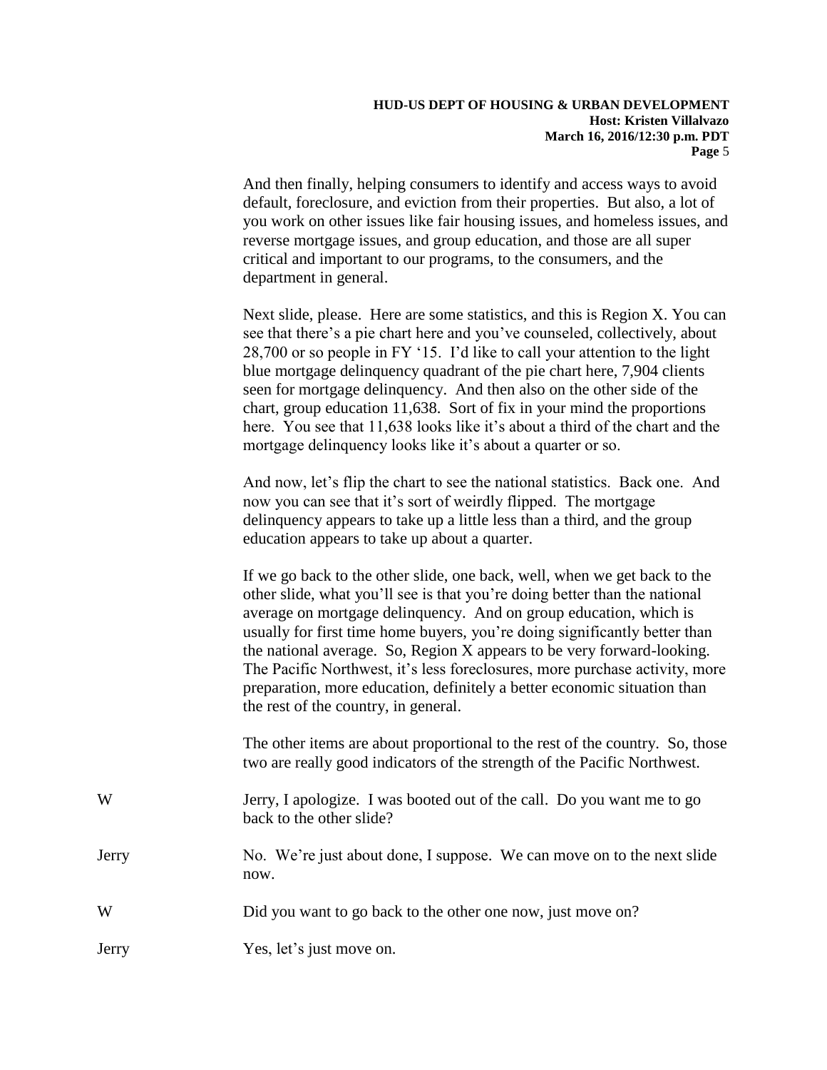And then finally, helping consumers to identify and access ways to avoid default, foreclosure, and eviction from their properties. But also, a lot of you work on other issues like fair housing issues, and homeless issues, and reverse mortgage issues, and group education, and those are all super critical and important to our programs, to the consumers, and the department in general.

Next slide, please. Here are some statistics, and this is Region X. You can see that there's a pie chart here and you've counseled, collectively, about 28,700 or so people in FY '15. I'd like to call your attention to the light blue mortgage delinquency quadrant of the pie chart here, 7,904 clients seen for mortgage delinquency. And then also on the other side of the chart, group education 11,638. Sort of fix in your mind the proportions here. You see that 11,638 looks like it's about a third of the chart and the mortgage delinquency looks like it's about a quarter or so.

And now, let's flip the chart to see the national statistics. Back one. And now you can see that it's sort of weirdly flipped. The mortgage delinquency appears to take up a little less than a third, and the group education appears to take up about a quarter.

If we go back to the other slide, one back, well, when we get back to the other slide, what you'll see is that you're doing better than the national average on mortgage delinquency. And on group education, which is usually for first time home buyers, you're doing significantly better than the national average. So, Region X appears to be very forward-looking. The Pacific Northwest, it's less foreclosures, more purchase activity, more preparation, more education, definitely a better economic situation than the rest of the country, in general.

The other items are about proportional to the rest of the country. So, those two are really good indicators of the strength of the Pacific Northwest.

W: Jerry, I apologize. I was booted out of the call. Do you want me to go back to the other slide?

Jerry: No. We're just about done, I suppose. We can move on to the next slide now.

W: Did you want to go back to the other one now, just move on?

Jerry: Yes, let's just move on.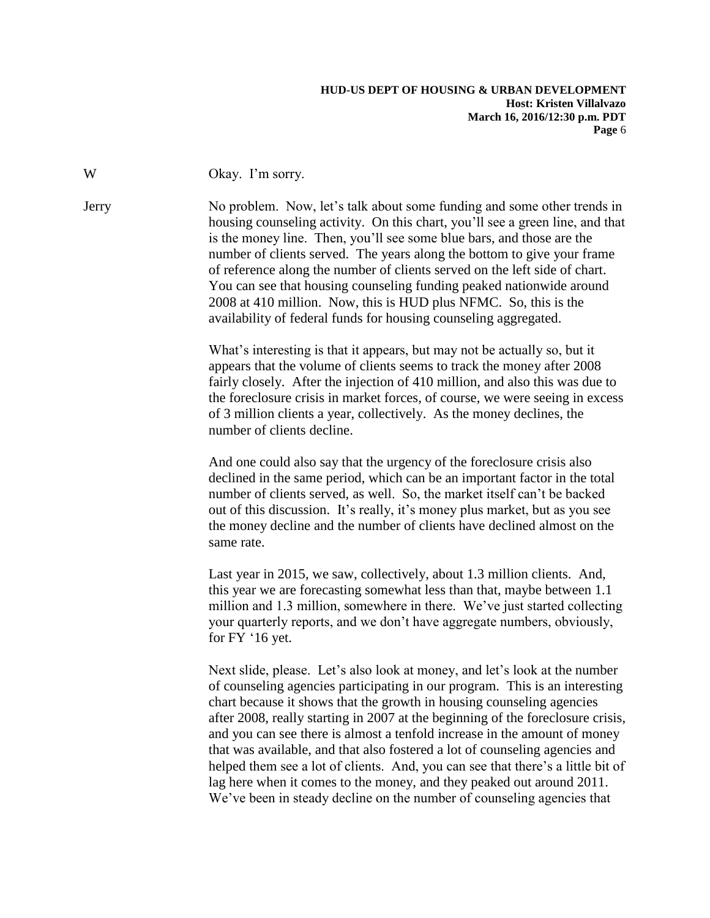W Okay. I'm sorry.

Jerry No problem. Now, let's talk about some funding and some other trends in housing counseling activity. On this chart, you'll see a green line, and that is the money line. Then, you'll see some blue bars, and those are the number of clients served. The years along the bottom to give your frame of reference along the number of clients served on the left side of chart. You can see that housing counseling funding peaked nationwide around 2008 at 410 million. Now, this is HUD plus NFMC. So, this is the availability of federal funds for housing counseling aggregated.

What's interesting is that it appears, but may not be actually so, but it appears that the volume of clients seems to track the money after 2008 fairly closely. After the injection of 410 million, and also this was due to the foreclosure crisis in market forces, of course, we were seeing in excess of 3 million clients a year, collectively. As the money declines, the number of clients decline.

And one could also say that the urgency of the foreclosure crisis also declined in the same period, which can be an important factor in the total number of clients served, as well. So, the market itself can't be backed out of this discussion. It's really, it's money plus market, but as you see the money decline and the number of clients have declined almost on the same rate.

Last year in 2015, we saw, collectively, about 1.3 million clients. And, this year we are forecasting somewhat less than that, maybe between 1.1 million and 1.3 million, somewhere in there. We've just started collecting your quarterly reports, and we don't have aggregate numbers, obviously, for FY '16 yet.

Next slide, please. Let's also look at money, and let's look at the number of counseling agencies participating in our program. This is an interesting chart because it shows that the growth in housing counseling agencies after 2008, really starting in 2007 at the beginning of the foreclosure crisis, and you can see there is almost a tenfold increase in the amount of money that was available, and that also fostered a lot of counseling agencies and helped them see a lot of clients. And, you can see that there's a little bit of lag here when it comes to the money, and they peaked out around 2011. We've been in steady decline on the number of counseling agencies that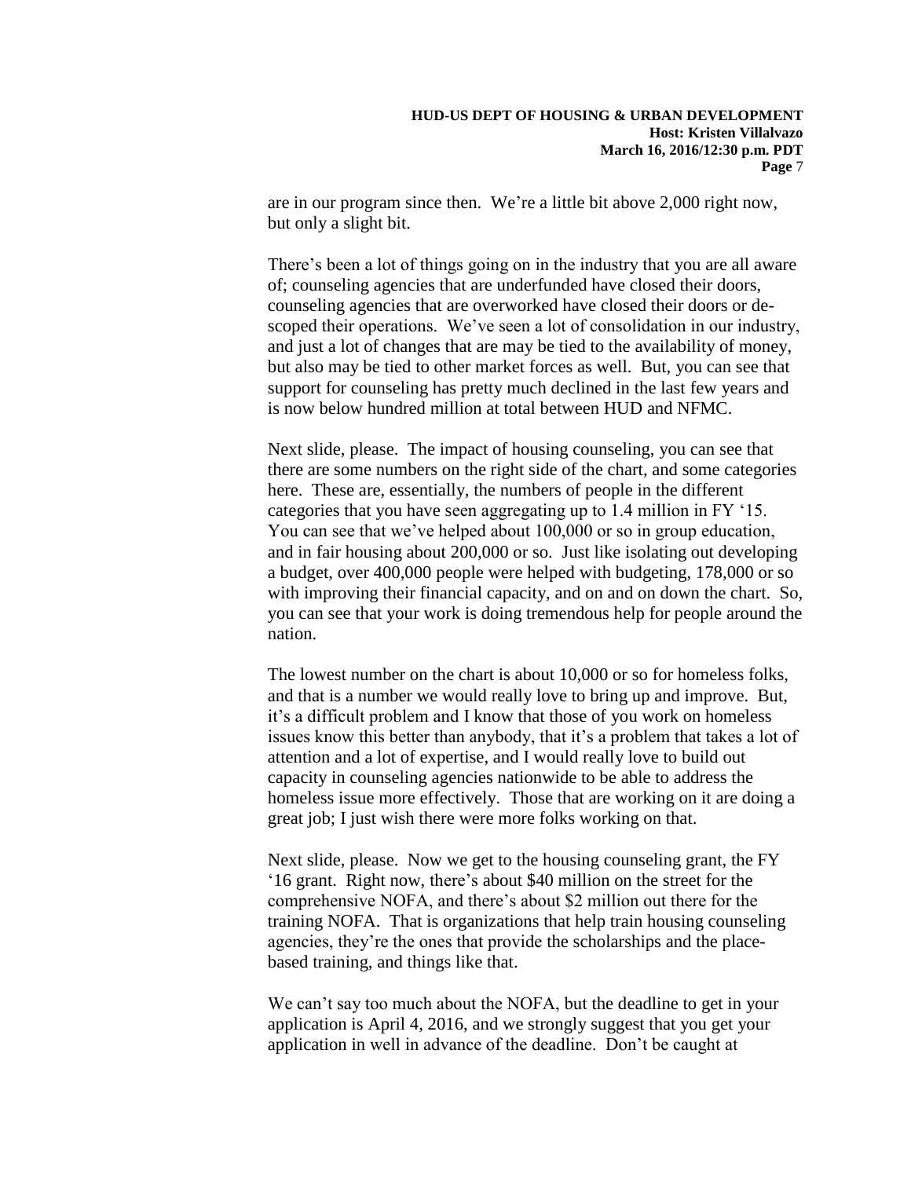are in our program since then. We're a little bit above 2,000 right now, but only a slight bit.

There's been a lot of things going on in the industry that you are all aware of; counseling agencies that are underfunded have closed their doors, counseling agencies that are overworked have closed their doors or de-scoped their operations. We've seen a lot of consolidation in our industry, and just a lot of changes that are may be tied to the availability of money, but also may be tied to other market forces as well. But, you can see that support for counseling has pretty much declined in the last few years and is now below hundred million at total between HUD and NFMC.

Next slide, please. The impact of housing counseling, you can see that there are some numbers on the right side of the chart, and some categories here. These are, essentially, the numbers of people in the different categories that you have seen aggregating up to 1.4 million in FY '15. You can see that we've helped about 100,000 or so in group education, and in fair housing about 200,000 or so. Just like isolating out developing a budget, over 400,000 people were helped with budgeting, 178,000 or so with improving their financial capacity, and on and on down the chart. So, you can see that your work is doing tremendous help for people around the nation.

The lowest number on the chart is about 10,000 or so for homeless folks, and that is a number we would really love to bring up and improve. But, it's a difficult problem and I know that those of you work on homeless issues know this better than anybody, that it's a problem that takes a lot of attention and a lot of expertise, and I would really love to build out capacity in counseling agencies nationwide to be able to address the homeless issue more effectively. Those that are working on it are doing a great job; I just wish there were more folks working on that.

Next slide, please. Now we get to the housing counseling grant, the FY '16 grant. Right now, there's about $40 million on the street for the comprehensive NOFA, and there's about $2 million out there for the training NOFA. That is organizations that help train housing counseling agencies, they're the ones that provide the scholarships and the place-based training, and things like that.

We can't say too much about the NOFA, but the deadline to get in your application is April 4, 2016, and we strongly suggest that you get your application in well in advance of the deadline. Don't be caught at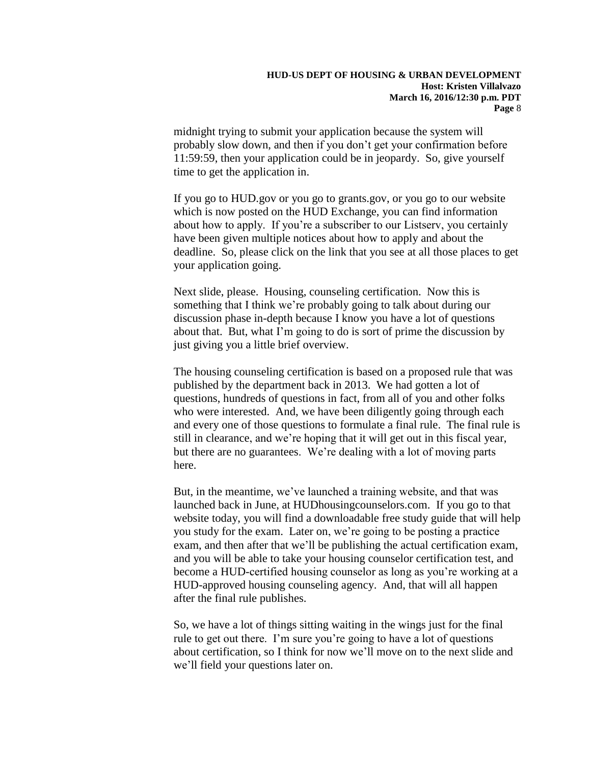midnight trying to submit your application because the system will probably slow down, and then if you don't get your confirmation before 11:59:59, then your application could be in jeopardy. So, give yourself time to get the application in.

If you go to HUD.gov or you go to grants.gov, or you go to our website which is now posted on the HUD Exchange, you can find information about how to apply. If you're a subscriber to our Listserv, you certainly have been given multiple notices about how to apply and about the deadline. So, please click on the link that you see at all those places to get your application going.

Next slide, please. Housing, counseling certification. Now this is something that I think we're probably going to talk about during our discussion phase in-depth because I know you have a lot of questions about that. But, what I'm going to do is sort of prime the discussion by just giving you a little brief overview.

The housing counseling certification is based on a proposed rule that was published by the department back in 2013. We had gotten a lot of questions, hundreds of questions in fact, from all of you and other folks who were interested. And, we have been diligently going through each and every one of those questions to formulate a final rule. The final rule is still in clearance, and we're hoping that it will get out in this fiscal year, but there are no guarantees. We're dealing with a lot of moving parts here.

But, in the meantime, we've launched a training website, and that was launched back in June, at HUDhousingcounselors.com. If you go to that website today, you will find a downloadable free study guide that will help you study for the exam. Later on, we're going to be posting a practice exam, and then after that we'll be publishing the actual certification exam, and you will be able to take your housing counselor certification test, and become a HUD-certified housing counselor as long as you're working at a HUD-approved housing counseling agency. And, that will all happen after the final rule publishes.

So, we have a lot of things sitting waiting in the wings just for the final rule to get out there. I'm sure you're going to have a lot of questions about certification, so I think for now we'll move on to the next slide and we'll field your questions later on.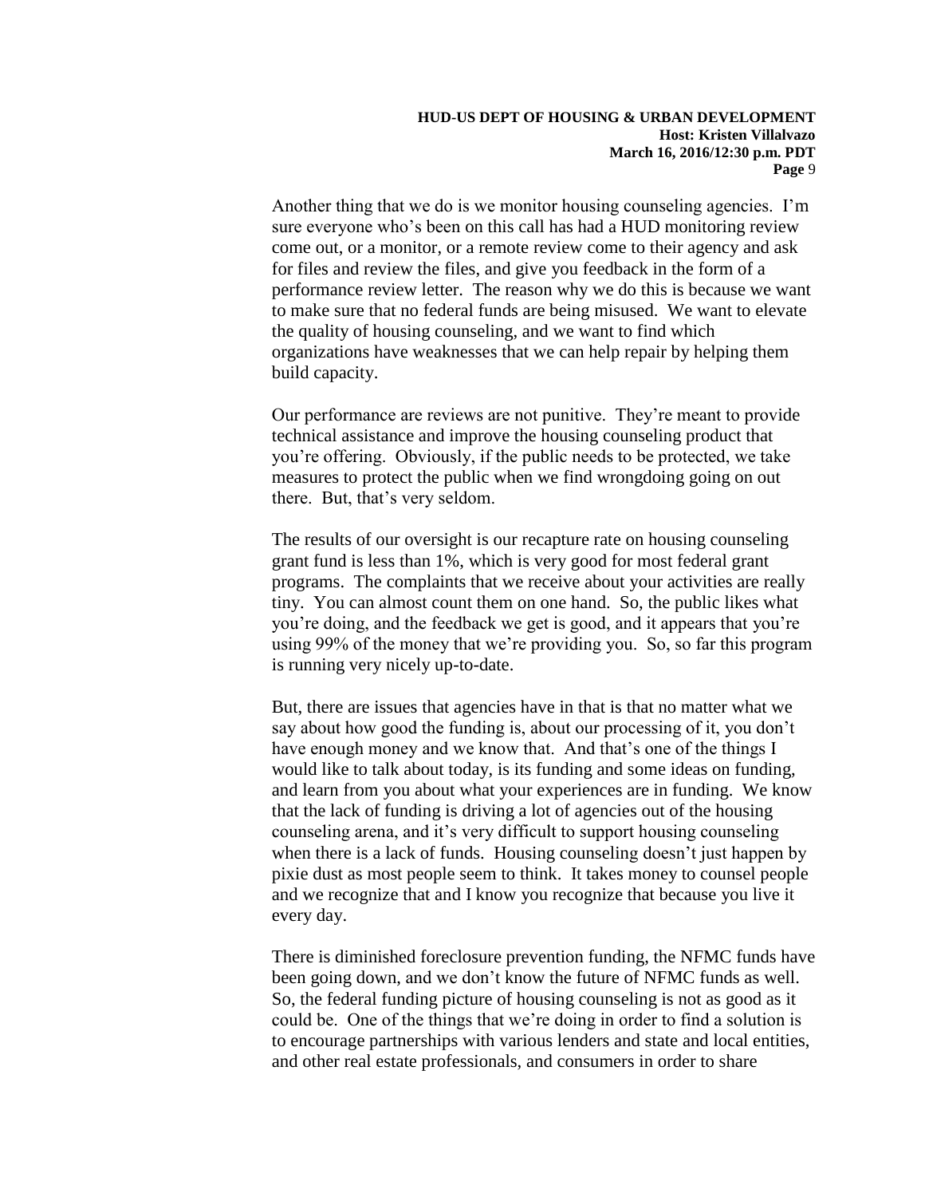Another thing that we do is we monitor housing counseling agencies. I'm sure everyone who's been on this call has had a HUD monitoring review come out, or a monitor, or a remote review come to their agency and ask for files and review the files, and give you feedback in the form of a performance review letter. The reason why we do this is because we want to make sure that no federal funds are being misused. We want to elevate the quality of housing counseling, and we want to find which organizations have weaknesses that we can help repair by helping them build capacity.

Our performance are reviews are not punitive. They're meant to provide technical assistance and improve the housing counseling product that you're offering. Obviously, if the public needs to be protected, we take measures to protect the public when we find wrongdoing going on out there. But, that's very seldom.

The results of our oversight is our recapture rate on housing counseling grant fund is less than 1%, which is very good for most federal grant programs. The complaints that we receive about your activities are really tiny. You can almost count them on one hand. So, the public likes what you're doing, and the feedback we get is good, and it appears that you're using 99% of the money that we're providing you. So, so far this program is running very nicely up-to-date.

But, there are issues that agencies have in that is that no matter what we say about how good the funding is, about our processing of it, you don't have enough money and we know that. And that's one of the things I would like to talk about today, is its funding and some ideas on funding, and learn from you about what your experiences are in funding. We know that the lack of funding is driving a lot of agencies out of the housing counseling arena, and it's very difficult to support housing counseling when there is a lack of funds. Housing counseling doesn't just happen by pixie dust as most people seem to think. It takes money to counsel people and we recognize that and I know you recognize that because you live it every day.

There is diminished foreclosure prevention funding, the NFMC funds have been going down, and we don't know the future of NFMC funds as well. So, the federal funding picture of housing counseling is not as good as it could be. One of the things that we're doing in order to find a solution is to encourage partnerships with various lenders and state and local entities, and other real estate professionals, and consumers in order to share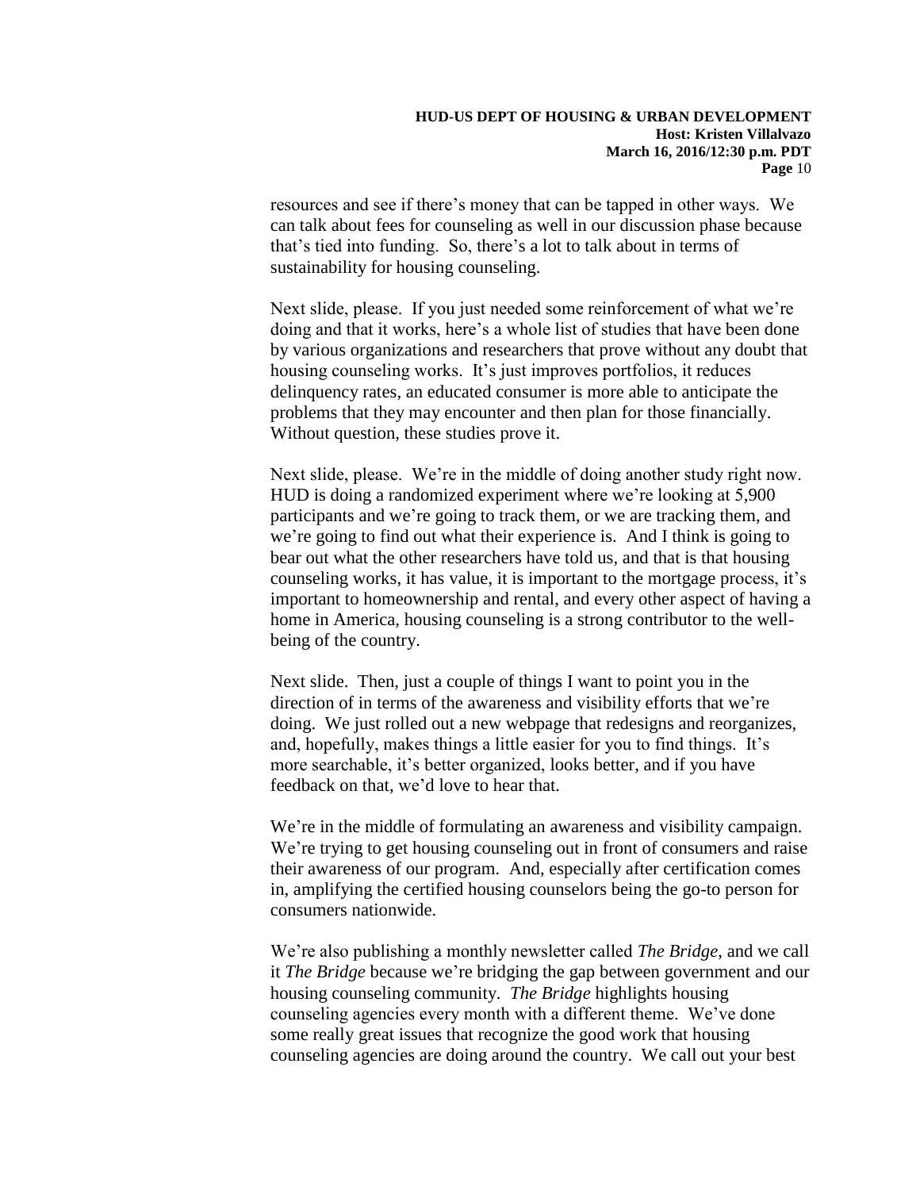resources and see if there's money that can be tapped in other ways. We can talk about fees for counseling as well in our discussion phase because that's tied into funding. So, there's a lot to talk about in terms of sustainability for housing counseling.

Next slide, please. If you just needed some reinforcement of what we're doing and that it works, here's a whole list of studies that have been done by various organizations and researchers that prove without any doubt that housing counseling works. It's just improves portfolios, it reduces delinquency rates, an educated consumer is more able to anticipate the problems that they may encounter and then plan for those financially. Without question, these studies prove it.

Next slide, please. We're in the middle of doing another study right now. HUD is doing a randomized experiment where we're looking at 5,900 participants and we're going to track them, or we are tracking them, and we're going to find out what their experience is. And I think is going to bear out what the other researchers have told us, and that is that housing counseling works, it has value, it is important to the mortgage process, it's important to homeownership and rental, and every other aspect of having a home in America, housing counseling is a strong contributor to the well-being of the country.

Next slide. Then, just a couple of things I want to point you in the direction of in terms of the awareness and visibility efforts that we're doing. We just rolled out a new webpage that redesigns and reorganizes, and, hopefully, makes things a little easier for you to find things. It's more searchable, it's better organized, looks better, and if you have feedback on that, we'd love to hear that.

We're in the middle of formulating an awareness and visibility campaign. We're trying to get housing counseling out in front of consumers and raise their awareness of our program. And, especially after certification comes in, amplifying the certified housing counselors being the go-to person for consumers nationwide.

We're also publishing a monthly newsletter called *The Bridge*, and we call it *The Bridge* because we're bridging the gap between government and our housing counseling community. *The Bridge* highlights housing counseling agencies every month with a different theme. We've done some really great issues that recognize the good work that housing counseling agencies are doing around the country. We call out your best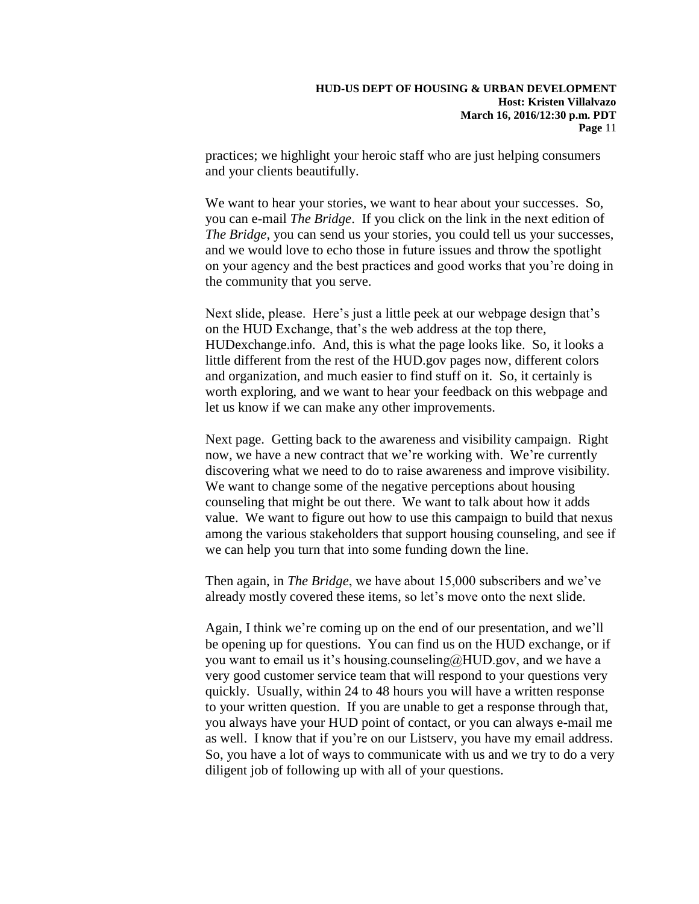practices; we highlight your heroic staff who are just helping consumers and your clients beautifully.

We want to hear your stories, we want to hear about your successes. So, you can e-mail *The Bridge*. If you click on the link in the next edition of *The Bridge*, you can send us your stories, you could tell us your successes, and we would love to echo those in future issues and throw the spotlight on your agency and the best practices and good works that you're doing in the community that you serve.

Next slide, please. Here's just a little peek at our webpage design that's on the HUD Exchange, that's the web address at the top there, HUDexchange.info. And, this is what the page looks like. So, it looks a little different from the rest of the HUD.gov pages now, different colors and organization, and much easier to find stuff on it. So, it certainly is worth exploring, and we want to hear your feedback on this webpage and let us know if we can make any other improvements.

Next page. Getting back to the awareness and visibility campaign. Right now, we have a new contract that we're working with. We're currently discovering what we need to do to raise awareness and improve visibility. We want to change some of the negative perceptions about housing counseling that might be out there. We want to talk about how it adds value. We want to figure out how to use this campaign to build that nexus among the various stakeholders that support housing counseling, and see if we can help you turn that into some funding down the line.

Then again, in *The Bridge*, we have about 15,000 subscribers and we've already mostly covered these items, so let's move onto the next slide.

Again, I think we're coming up on the end of our presentation, and we'll be opening up for questions. You can find us on the HUD exchange, or if you want to email us it's housing.counseling@HUD.gov, and we have a very good customer service team that will respond to your questions very quickly. Usually, within 24 to 48 hours you will have a written response to your written question. If you are unable to get a response through that, you always have your HUD point of contact, or you can always e-mail me as well. I know that if you're on our Listserv, you have my email address. So, you have a lot of ways to communicate with us and we try to do a very diligent job of following up with all of your questions.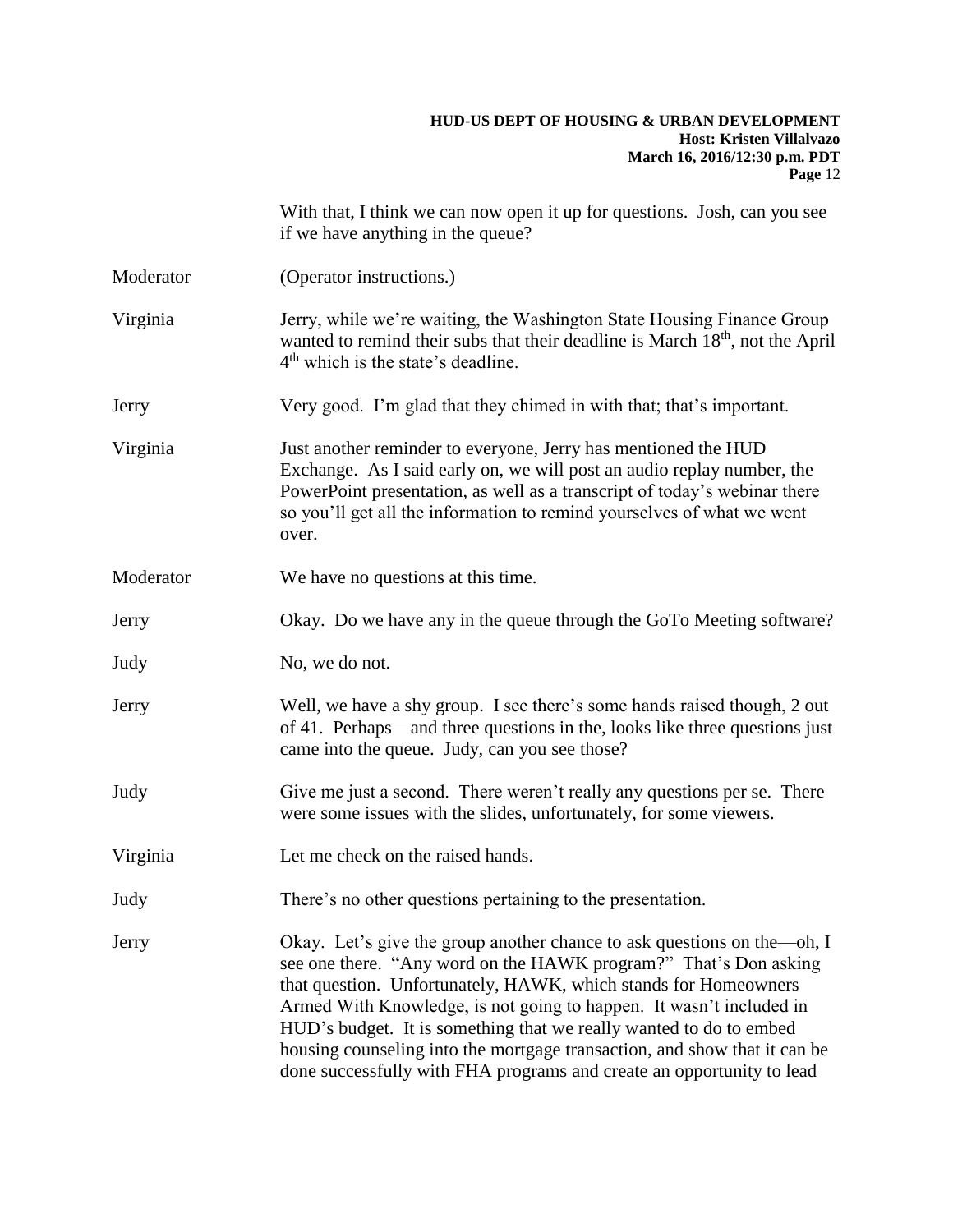With that, I think we can now open it up for questions. Josh, can you see if we have anything in the queue?

Moderator (Operator instructions.)

Virginia Jerry, while we're waiting, the Washington State Housing Finance Group wanted to remind their subs that their deadline is March 18th, not the April 4th which is the state's deadline.

Jerry Very good. I'm glad that they chimed in with that; that's important.

Virginia Just another reminder to everyone, Jerry has mentioned the HUD Exchange. As I said early on, we will post an audio replay number, the PowerPoint presentation, as well as a transcript of today's webinar there so you'll get all the information to remind yourselves of what we went over.

Moderator We have no questions at this time.

Jerry Okay. Do we have any in the queue through the GoTo Meeting software?

Judy No, we do not.

Jerry Well, we have a shy group. I see there's some hands raised though, 2 out of 41. Perhaps—and three questions in the, looks like three questions just came into the queue. Judy, can you see those?

Judy Give me just a second. There weren't really any questions per se. There were some issues with the slides, unfortunately, for some viewers.

Virginia Let me check on the raised hands.

Judy There's no other questions pertaining to the presentation.

Jerry Okay. Let's give the group another chance to ask questions on the—oh, I see one there. "Any word on the HAWK program?" That's Don asking that question. Unfortunately, HAWK, which stands for Homeowners Armed With Knowledge, is not going to happen. It wasn't included in HUD's budget. It is something that we really wanted to do to embed housing counseling into the mortgage transaction, and show that it can be done successfully with FHA programs and create an opportunity to lead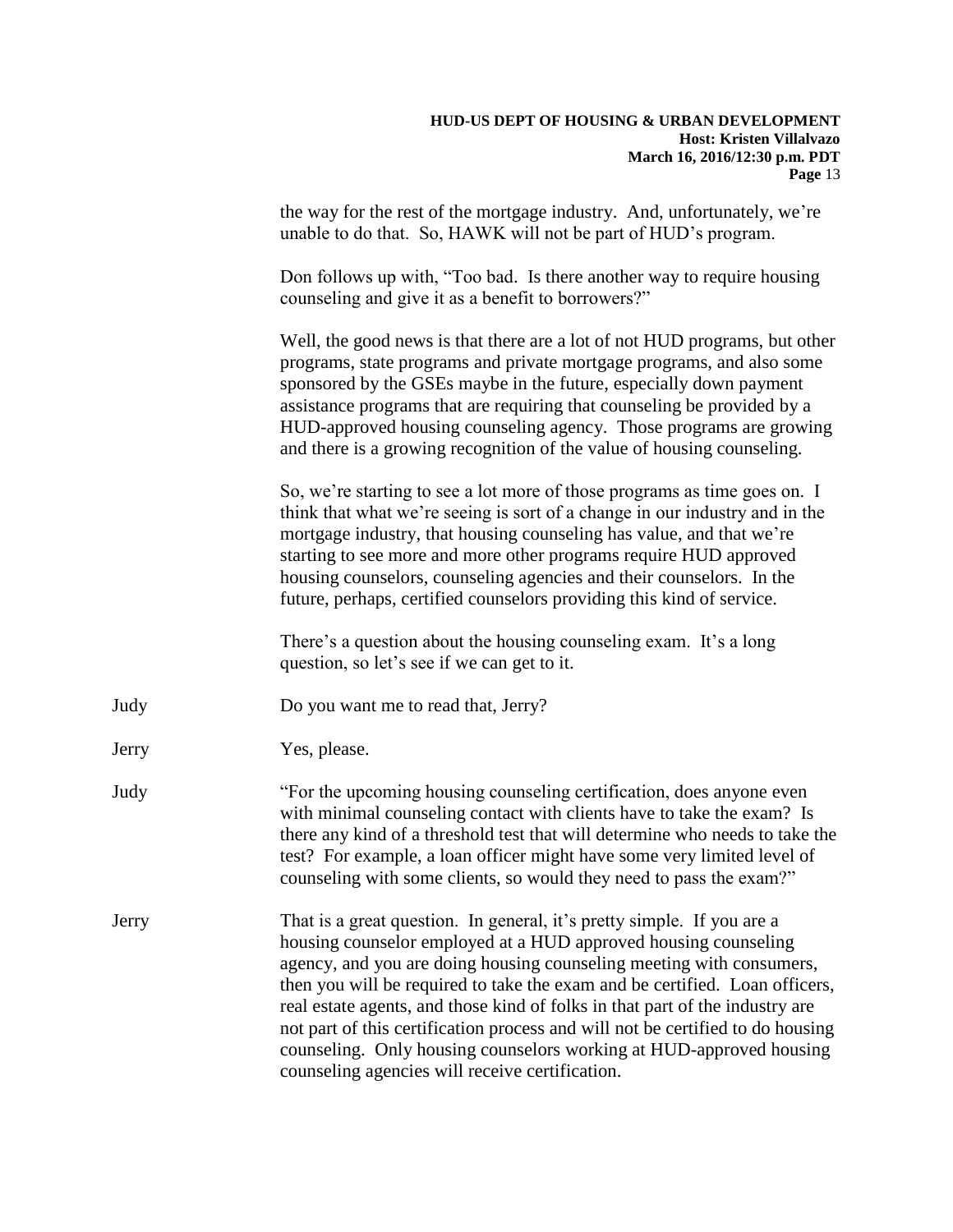the way for the rest of the mortgage industry. And, unfortunately, we're unable to do that. So, HAWK will not be part of HUD's program.

Don follows up with, "Too bad. Is there another way to require housing counseling and give it as a benefit to borrowers?"

Well, the good news is that there are a lot of not HUD programs, but other programs, state programs and private mortgage programs, and also some sponsored by the GSEs maybe in the future, especially down payment assistance programs that are requiring that counseling be provided by a HUD-approved housing counseling agency. Those programs are growing and there is a growing recognition of the value of housing counseling.

So, we're starting to see a lot more of those programs as time goes on. I think that what we're seeing is sort of a change in our industry and in the mortgage industry, that housing counseling has value, and that we're starting to see more and more other programs require HUD approved housing counselors, counseling agencies and their counselors. In the future, perhaps, certified counselors providing this kind of service.

There's a question about the housing counseling exam. It's a long question, so let's see if we can get to it.

Judy: Do you want me to read that, Jerry?

Jerry: Yes, please.

Judy: "For the upcoming housing counseling certification, does anyone even with minimal counseling contact with clients have to take the exam? Is there any kind of a threshold test that will determine who needs to take the test? For example, a loan officer might have some very limited level of counseling with some clients, so would they need to pass the exam?"

Jerry: That is a great question. In general, it's pretty simple. If you are a housing counselor employed at a HUD approved housing counseling agency, and you are doing housing counseling meeting with consumers, then you will be required to take the exam and be certified. Loan officers, real estate agents, and those kind of folks in that part of the industry are not part of this certification process and will not be certified to do housing counseling. Only housing counselors working at HUD-approved housing counseling agencies will receive certification.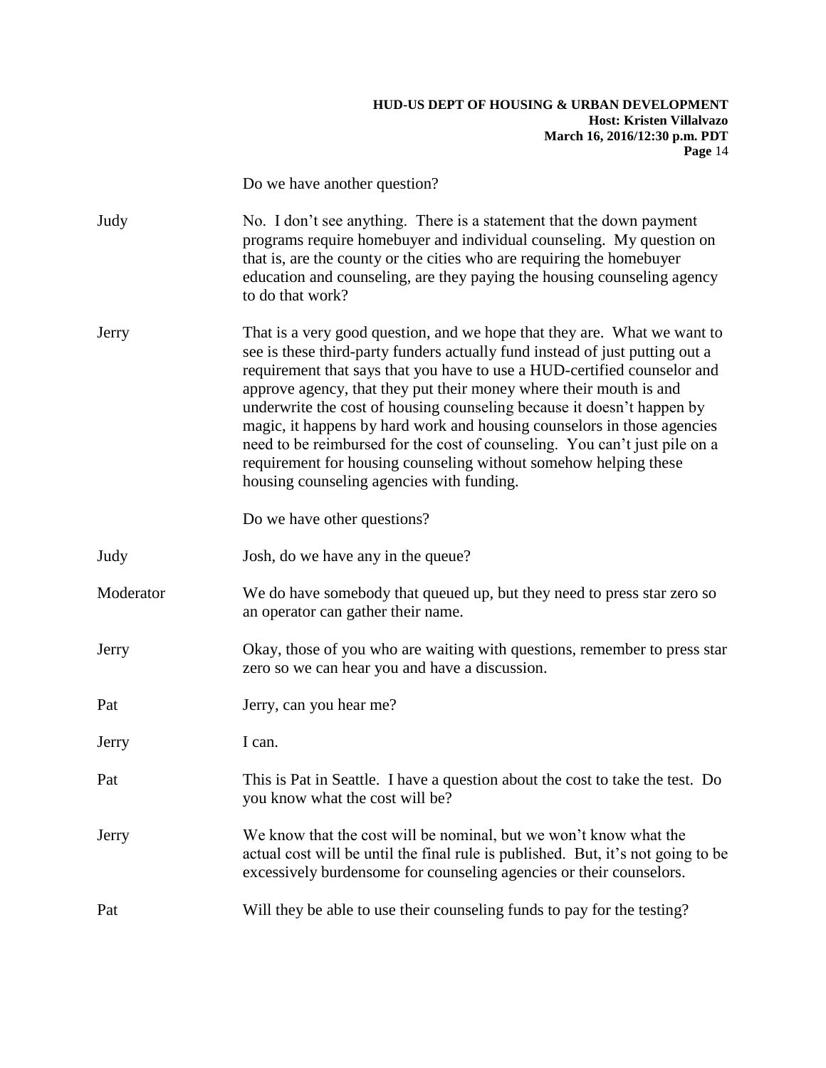Do we have another question?

**Judy** No. I don't see anything. There is a statement that the down payment programs require homebuyer and individual counseling. My question on that is, are the county or the cities who are requiring the homebuyer education and counseling, are they paying the housing counseling agency to do that work?

**Jerry** That is a very good question, and we hope that they are. What we want to see is these third-party funders actually fund instead of just putting out a requirement that says that you have to use a HUD-certified counselor and approve agency, that they put their money where their mouth is and underwrite the cost of housing counseling because it doesn't happen by magic, it happens by hard work and housing counselors in those agencies need to be reimbursed for the cost of counseling. You can't just pile on a requirement for housing counseling without somehow helping these housing counseling agencies with funding.

Do we have other questions?

**Judy** Josh, do we have any in the queue?

**Moderator** We do have somebody that queued up, but they need to press star zero so an operator can gather their name.

**Jerry** Okay, those of you who are waiting with questions, remember to press star zero so we can hear you and have a discussion.

**Pat** Jerry, can you hear me?

**Jerry** I can.

**Pat** This is Pat in Seattle. I have a question about the cost to take the test. Do you know what the cost will be?

**Jerry** We know that the cost will be nominal, but we won't know what the actual cost will be until the final rule is published. But, it's not going to be excessively burdensome for counseling agencies or their counselors.

**Pat** Will they be able to use their counseling funds to pay for the testing?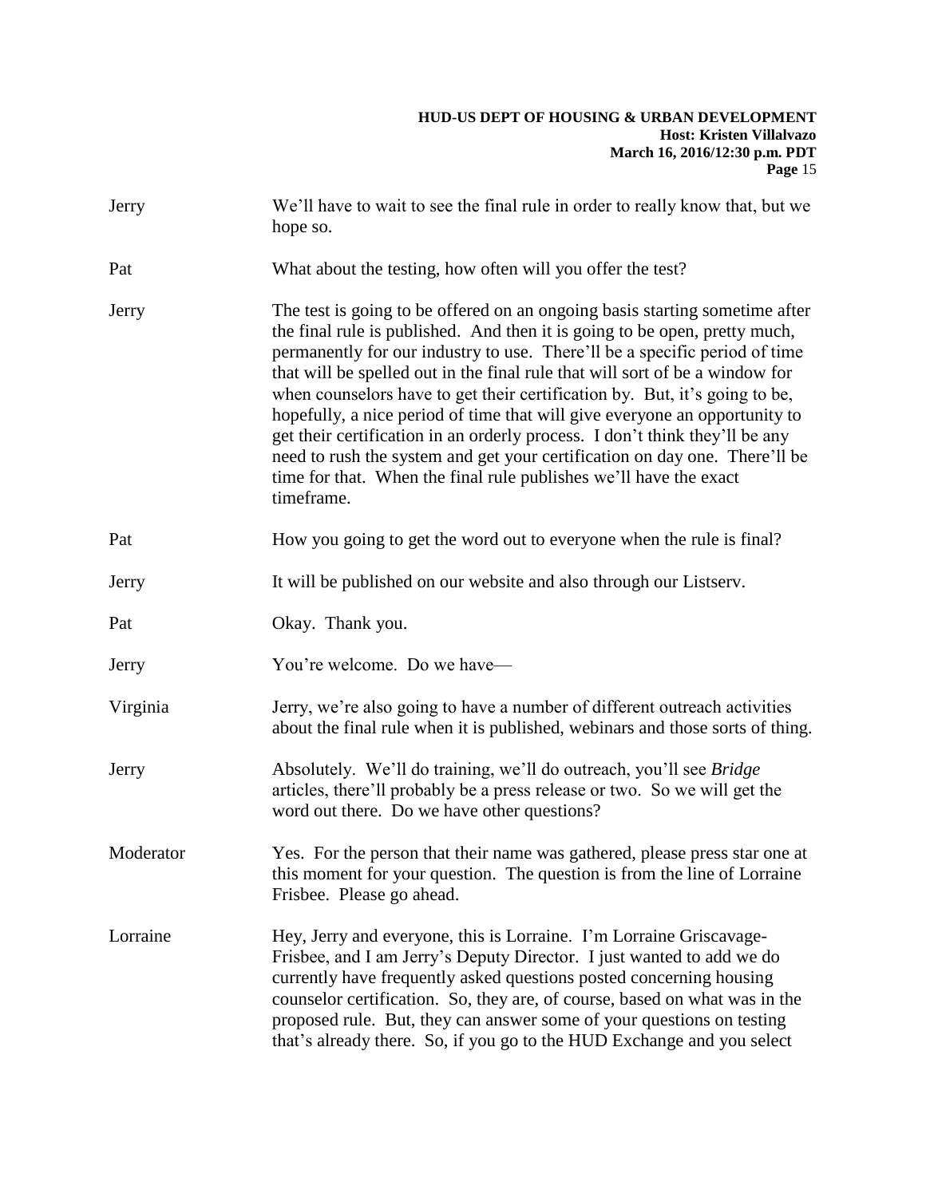**Jerry:** We'll have to wait to see the final rule in order to really know that, but we hope so.

**Pat:** What about the testing, how often will you offer the test?

**Jerry:** The test is going to be offered on an ongoing basis starting sometime after the final rule is published. And then it is going to be open, pretty much, permanently for our industry to use. There'll be a specific period of time that will be spelled out in the final rule that will sort of be a window for when counselors have to get their certification by. But, it's going to be, hopefully, a nice period of time that will give everyone an opportunity to get their certification in an orderly process. I don't think they'll be any need to rush the system and get your certification on day one. There'll be time for that. When the final rule publishes we'll have the exact timeframe.

**Pat:** How you going to get the word out to everyone when the rule is final?

**Jerry:** It will be published on our website and also through our Listserv.

**Pat:** Okay. Thank you.

**Jerry:** You're welcome. Do we have—

**Virginia:** Jerry, we're also going to have a number of different outreach activities about the final rule when it is published, webinars and those sorts of thing.

**Jerry:** Absolutely. We'll do training, we'll do outreach, you'll see *Bridge* articles, there'll probably be a press release or two. So we will get the word out there. Do we have other questions?

**Moderator:** Yes. For the person that their name was gathered, please press star one at this moment for your question. The question is from the line of Lorraine Frisbee. Please go ahead.

**Lorraine:** Hey, Jerry and everyone, this is Lorraine. I'm Lorraine Griscavage-Frisbee, and I am Jerry's Deputy Director. I just wanted to add we do currently have frequently asked questions posted concerning housing counselor certification. So, they are, of course, based on what was in the proposed rule. But, they can answer some of your questions on testing that's already there. So, if you go to the HUD Exchange and you select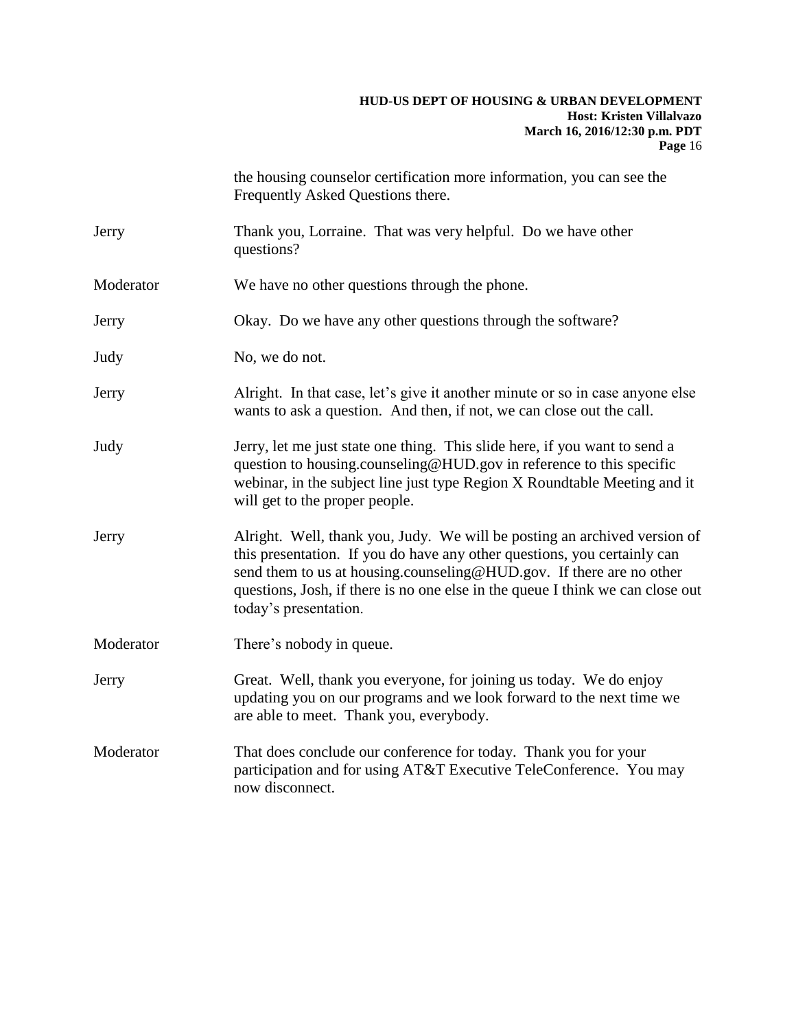the housing counselor certification more information, you can see the Frequently Asked Questions there.

Jerry: Thank you, Lorraine. That was very helpful. Do we have other questions?

Moderator: We have no other questions through the phone.

Jerry: Okay. Do we have any other questions through the software?

Judy: No, we do not.

Jerry: Alright. In that case, let's give it another minute or so in case anyone else wants to ask a question. And then, if not, we can close out the call.

Judy: Jerry, let me just state one thing. This slide here, if you want to send a question to housing.counseling@HUD.gov in reference to this specific webinar, in the subject line just type Region X Roundtable Meeting and it will get to the proper people.

Jerry: Alright. Well, thank you, Judy. We will be posting an archived version of this presentation. If you do have any other questions, you certainly can send them to us at housing.counseling@HUD.gov. If there are no other questions, Josh, if there is no one else in the queue I think we can close out today's presentation.

Moderator: There's nobody in queue.

Jerry: Great. Well, thank you everyone, for joining us today. We do enjoy updating you on our programs and we look forward to the next time we are able to meet. Thank you, everybody.

Moderator: That does conclude our conference for today. Thank you for your participation and for using AT&T Executive TeleConference. You may now disconnect.